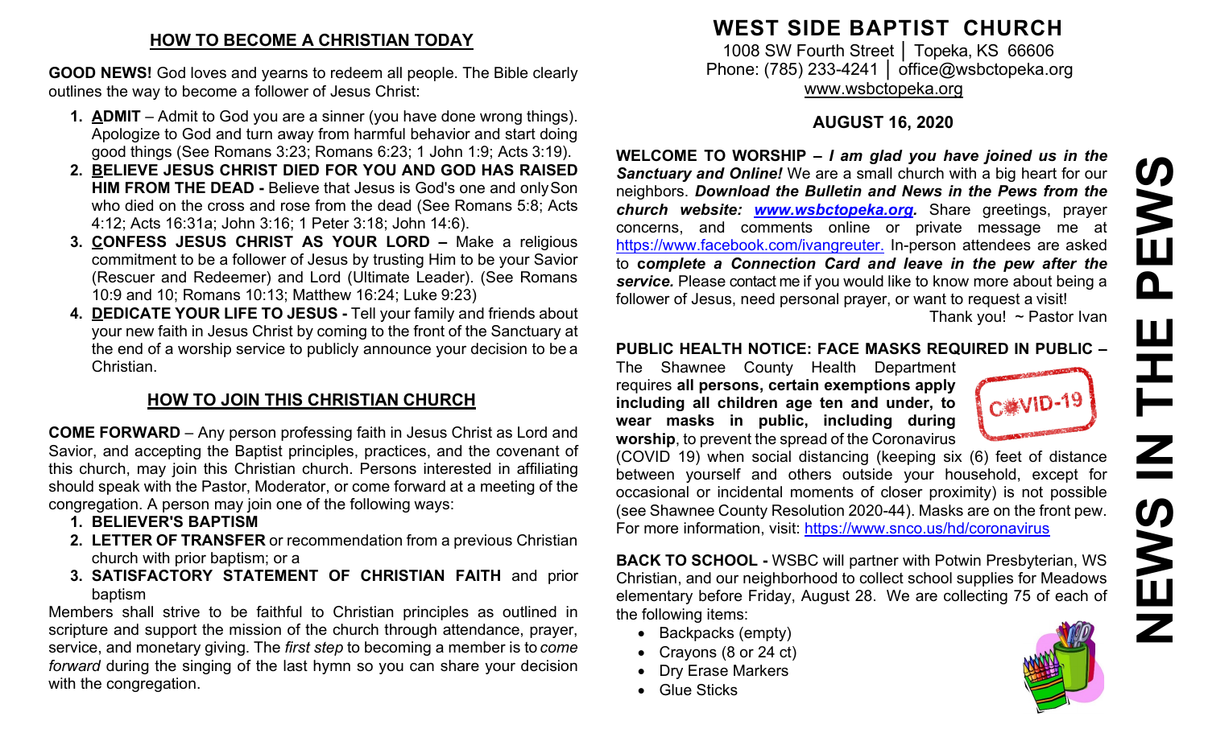## HOW TO BECOME A CHRISTIAN TODAY

**GOOD NEWS!** God loves and yearns to redeem all people. The Bible clearly outlines the way to become a follower of Jesus Christ:

1. **ADMIT** – Admit to God you are a sinner (you have done wrong things). Apologize to God and turn away from harmful behavior and start doing good things (See Romans 3:23; Romans 6:23; 1 John 1:9; Acts 3:19).
2. **BELIEVE JESUS CHRIST DIED FOR YOU AND GOD HAS RAISED HIM FROM THE DEAD -** Believe that Jesus is God's one and only Son who died on the cross and rose from the dead (See Romans 5:8; Acts 4:12; Acts 16:31a; John 3:16; 1 Peter 3:18; John 14:6).
3. **CONFESS JESUS CHRIST AS YOUR LORD –** Make a religious commitment to be a follower of Jesus by trusting Him to be your Savior (Rescuer and Redeemer) and Lord (Ultimate Leader). (See Romans 10:9 and 10; Romans 10:13; Matthew 16:24; Luke 9:23)
4. **DEDICATE YOUR LIFE TO JESUS -** Tell your family and friends about your new faith in Jesus Christ by coming to the front of the Sanctuary at the end of a worship service to publicly announce your decision to be a Christian.

## HOW TO JOIN THIS CHRISTIAN CHURCH

**COME FORWARD** – Any person professing faith in Jesus Christ as Lord and Savior, and accepting the Baptist principles, practices, and the covenant of this church, may join this Christian church. Persons interested in affiliating should speak with the Pastor, Moderator, or come forward at a meeting of the congregation. A person may join one of the following ways:

1. **BELIEVER'S BAPTISM**
2. **LETTER OF TRANSFER** or recommendation from a previous Christian church with prior baptism; or a
3. **SATISFACTORY STATEMENT OF CHRISTIAN FAITH** and prior baptism

Members shall strive to be faithful to Christian principles as outlined in scripture and support the mission of the church through attendance, prayer, service, and monetary giving. The *first step* to becoming a member is to *come forward* during the singing of the last hymn so you can share your decision with the congregation.

# WEST SIDE BAPTIST CHURCH

1008 SW Fourth Street │ Topeka, KS 66606
Phone: (785) 233-4241 │ office@wsbctopeka.org
www.wsbctopeka.org

### AUGUST 16, 2020

**WELCOME TO WORSHIP –** ***I am glad you have joined us in the Sanctuary and Online!*** We are a small church with a big heart for our neighbors. ***Download the Bulletin and News in the Pews from the church website: www.wsbctopeka.org.*** Share greetings, prayer concerns, and comments online or private message me at https://www.facebook.com/ivangreuter. In-person attendees are asked to ***complete a Connection Card and leave in the pew after the service.*** Please contact me if you would like to know more about being a follower of Jesus, need personal prayer, or want to request a visit!

Thank you! ~ Pastor Ivan

**PUBLIC HEALTH NOTICE: FACE MASKS REQUIRED IN PUBLIC –** The Shawnee County Health Department requires **all persons, certain exemptions apply including all children age ten and under, to wear masks in public, including during worship**, to prevent the spread of the Coronavirus (COVID 19) when social distancing (keeping six (6) feet of distance between yourself and others outside your household, except for occasional or incidental moments of closer proximity) is not possible (see Shawnee County Resolution 2020-44). Masks are on the front pew. For more information, visit: https://www.snco.us/hd/coronavirus

**BACK TO SCHOOL -** WSBC will partner with Potwin Presbyterian, WS Christian, and our neighborhood to collect school supplies for Meadows elementary before Friday, August 28. We are collecting 75 of each of the following items:

- Backpacks (empty)
- Crayons (8 or 24 ct)
- Dry Erase Markers
- Glue Sticks

# NEWS IN THE PEWS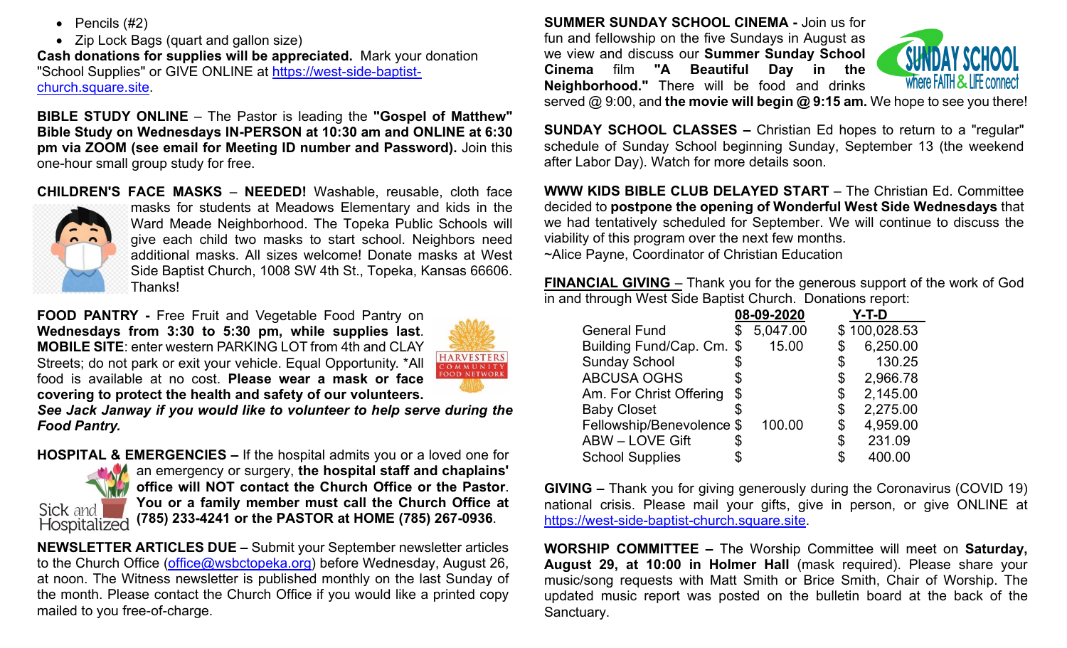- Pencils (#2)
- Zip Lock Bags (quart and gallon size)

**Cash donations for supplies will be appreciated.** Mark your donation "School Supplies" or GIVE ONLINE at https://west-side-baptist-church.square.site.

**BIBLE STUDY ONLINE** – The Pastor is leading the **"Gospel of Matthew" Bible Study on Wednesdays IN-PERSON at 10:30 am and ONLINE at 6:30 pm via ZOOM (see email for Meeting ID number and Password).** Join this one-hour small group study for free.

**CHILDREN'S FACE MASKS** – **NEEDED!** Washable, reusable, cloth face masks for students at Meadows Elementary and kids in the Ward Meade Neighborhood. The Topeka Public Schools will give each child two masks to start school. Neighbors need additional masks. All sizes welcome! Donate masks at West Side Baptist Church, 1008 SW 4th St., Topeka, Kansas 66606. Thanks!

**FOOD PANTRY -** Free Fruit and Vegetable Food Pantry on **Wednesdays from 3:30 to 5:30 pm, while supplies last**. **MOBILE SITE**: enter western PARKING LOT from 4th and CLAY Streets; do not park or exit your vehicle. Equal Opportunity. *All food is available at no cost. **Please wear a mask or face covering to protect the health and safety of our volunteers.** ***See Jack Janway if you would like to volunteer to help serve during the Food Pantry.***

**HOSPITAL & EMERGENCIES –** If the hospital admits you or a loved one for an emergency or surgery, **the hospital staff and chaplains' office will NOT contact the Church Office or the Pastor**. **You or a family member must call the Church Office at (785) 233-4241 or the PASTOR at HOME (785) 267-0936**.

**NEWSLETTER ARTICLES DUE –** Submit your September newsletter articles to the Church Office (office@wsbctopeka.org) before Wednesday, August 26, at noon. The Witness newsletter is published monthly on the last Sunday of the month. Please contact the Church Office if you would like a printed copy mailed to you free-of-charge.

**SUMMER SUNDAY SCHOOL CINEMA -** Join us for fun and fellowship on the five Sundays in August as we view and discuss our **Summer Sunday School Cinema** film **"A Beautiful Day in the Neighborhood."** There will be food and drinks served @ 9:00, and **the movie will begin @ 9:15 am.** We hope to see you there!

**SUNDAY SCHOOL CLASSES –** Christian Ed hopes to return to a "regular" schedule of Sunday School beginning Sunday, September 13 (the weekend after Labor Day). Watch for more details soon.

**WWW KIDS BIBLE CLUB DELAYED START** – The Christian Ed. Committee decided to **postpone the opening of Wonderful West Side Wednesdays** that we had tentatively scheduled for September. We will continue to discuss the viability of this program over the next few months.
~Alice Payne, Coordinator of Christian Education

**FINANCIAL GIVING** – Thank you for the generous support of the work of God in and through West Side Baptist Church. Donations report:

| | 08-09-2020 | Y-T-D |
|---|---|---|
| General Fund | $ 5,047.00 | $ 100,028.53 |
| Building Fund/Cap. Cm. | $ 15.00 | $ 6,250.00 |
| Sunday School | $ | $ 130.25 |
| ABCUSA OGHS | $ | $ 2,966.78 |
| Am. For Christ Offering | $ | $ 2,145.00 |
| Baby Closet | $ | $ 2,275.00 |
| Fellowship/Benevolence | $ 100.00 | $ 4,959.00 |
| ABW – LOVE Gift | $ | $ 231.09 |
| School Supplies | $ | $ 400.00 |

**GIVING –** Thank you for giving generously during the Coronavirus (COVID 19) national crisis. Please mail your gifts, give in person, or give ONLINE at https://west-side-baptist-church.square.site.

**WORSHIP COMMITTEE –** The Worship Committee will meet on **Saturday, August 29, at 10:00 in Holmer Hall** (mask required). Please share your music/song requests with Matt Smith or Brice Smith, Chair of Worship. The updated music report was posted on the bulletin board at the back of the Sanctuary.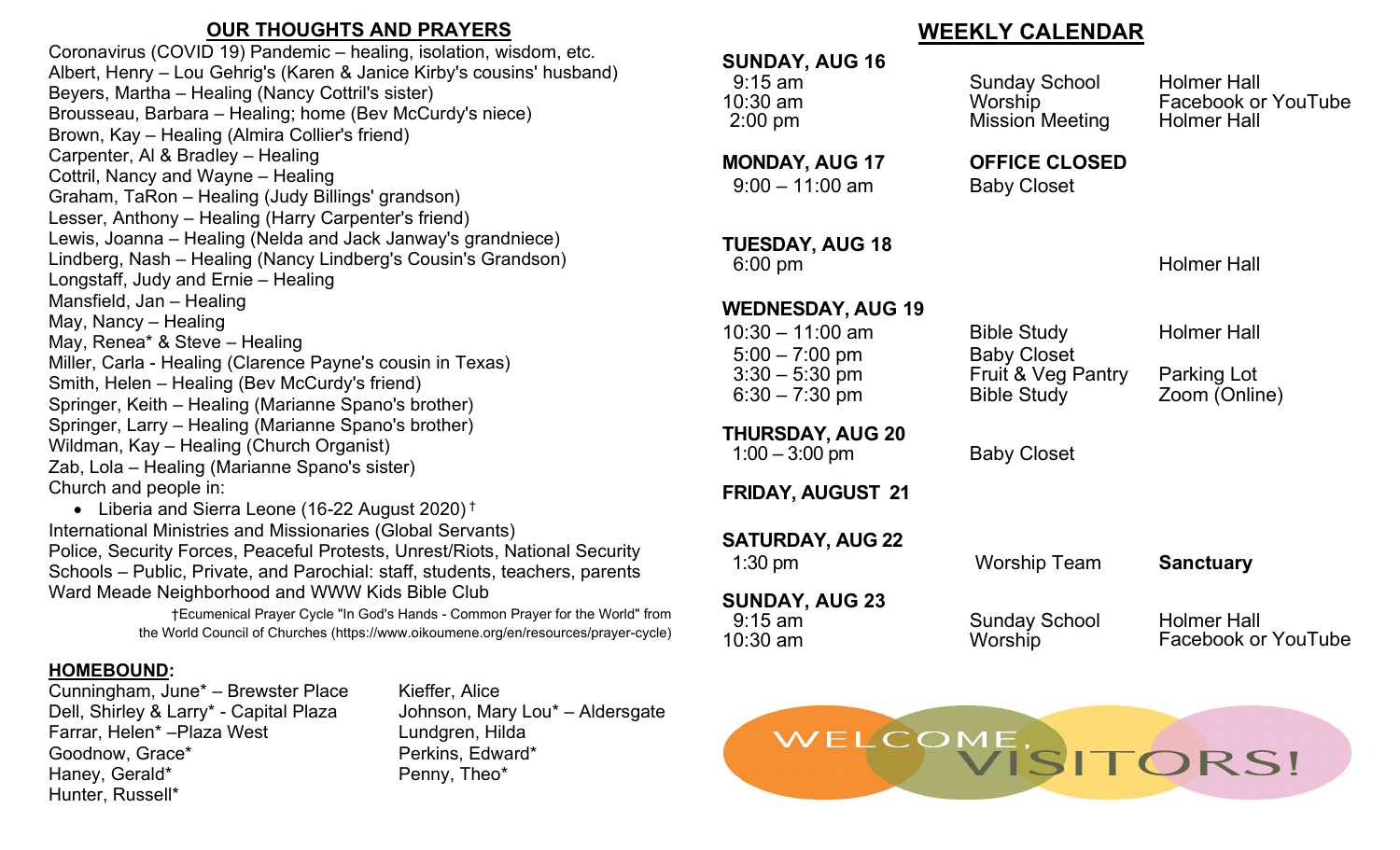## OUR THOUGHTS AND PRAYERS

Coronavirus (COVID 19) Pandemic – healing, isolation, wisdom, etc.
Albert, Henry – Lou Gehrig's (Karen & Janice Kirby's cousins' husband)
Beyers, Martha – Healing (Nancy Cottril's sister)
Brousseau, Barbara – Healing; home (Bev McCurdy's niece)
Brown, Kay – Healing (Almira Collier's friend)
Carpenter, Al & Bradley – Healing
Cottril, Nancy and Wayne – Healing
Graham, TaRon – Healing (Judy Billings' grandson)
Lesser, Anthony – Healing (Harry Carpenter's friend)
Lewis, Joanna – Healing (Nelda and Jack Janway's grandniece)
Lindberg, Nash – Healing (Nancy Lindberg's Cousin's Grandson)
Longstaff, Judy and Ernie – Healing
Mansfield, Jan – Healing
May, Nancy – Healing
May, Renea* & Steve – Healing
Miller, Carla - Healing (Clarence Payne's cousin in Texas)
Smith, Helen – Healing (Bev McCurdy's friend)
Springer, Keith – Healing (Marianne Spano's brother)
Springer, Larry – Healing (Marianne Spano's brother)
Wildman, Kay – Healing (Church Organist)
Zab, Lola – Healing (Marianne Spano's sister)
Church and people in:

- Liberia and Sierra Leone (16-22 August 2020) †

International Ministries and Missionaries (Global Servants)
Police, Security Forces, Peaceful Protests, Unrest/Riots, National Security
Schools – Public, Private, and Parochial: staff, students, teachers, parents
Ward Meade Neighborhood and WWW Kids Bible Club

†Ecumenical Prayer Cycle "In God's Hands - Common Prayer for the World" from the World Council of Churches (https://www.oikoumene.org/en/resources/prayer-cycle)

**HOMEBOUND:**

Cunningham, June* – Brewster Place
Dell, Shirley & Larry* - Capital Plaza
Farrar, Helen* –Plaza West
Goodnow, Grace*
Haney, Gerald*
Hunter, Russell*
Kieffer, Alice
Johnson, Mary Lou* – Aldersgate
Lundgren, Hilda
Perkins, Edward*
Penny, Theo*

## WEEKLY CALENDAR

| | | |
|---|---|---|
| **SUNDAY, AUG 16** | | |
| 9:15 am | Sunday School | Holmer Hall |
| 10:30 am | Worship | Facebook or YouTube |
| 2:00 pm | Mission Meeting | Holmer Hall |
| **MONDAY, AUG 17** | **OFFICE CLOSED** | |
| 9:00 – 11:00 am | Baby Closet | |
| **TUESDAY, AUG 18** | | |
| 6:00 pm | | Holmer Hall |
| **WEDNESDAY, AUG 19** | | |
| 10:30 – 11:00 am | Bible Study | Holmer Hall |
| 5:00 – 7:00 pm | Baby Closet | |
| 3:30 – 5:30 pm | Fruit & Veg Pantry | Parking Lot |
| 6:30 – 7:30 pm | Bible Study | Zoom (Online) |
| **THURSDAY, AUG 20** | | |
| 1:00 – 3:00 pm | Baby Closet | |
| **FRIDAY, AUGUST 21** | | |
| **SATURDAY, AUG 22** | | |
| 1:30 pm | Worship Team | **Sanctuary** |
| **SUNDAY, AUG 23** | | |
| 9:15 am | Sunday School | Holmer Hall |
| 10:30 am | Worship | Facebook or YouTube |

WELCOME, VISITORS!